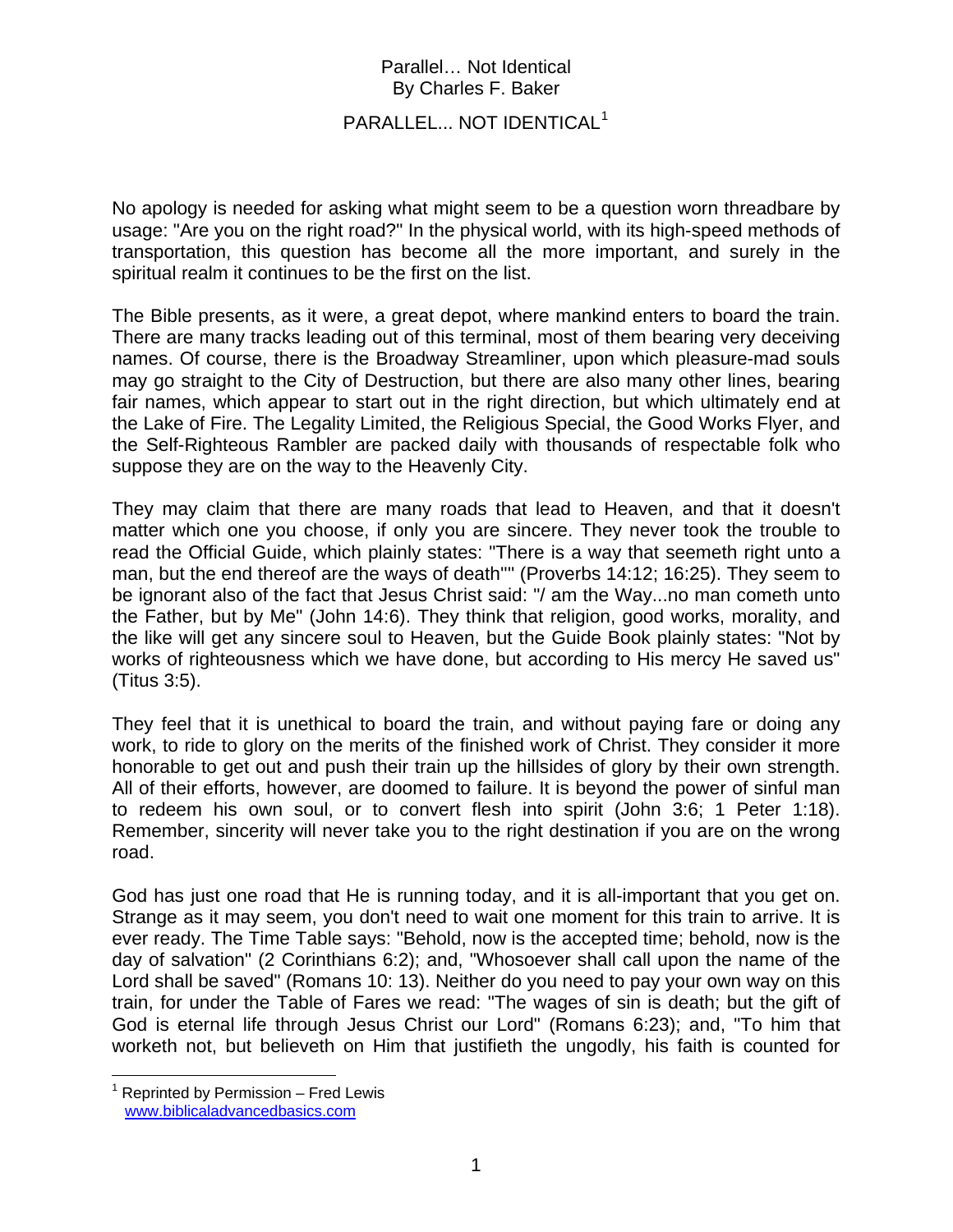Parallel… Not Identical
By Charles F. Baker

# PARALLEL... NOT IDENTICAL[1]

No apology is needed for asking what might seem to be a question worn threadbare by usage: "Are you on the right road?" In the physical world, with its high-speed methods of transportation, this question has become all the more important, and surely in the spiritual realm it continues to be the first on the list.

The Bible presents, as it were, a great depot, where mankind enters to board the train. There are many tracks leading out of this terminal, most of them bearing very deceiving names. Of course, there is the Broadway Streamliner, upon which pleasure-mad souls may go straight to the City of Destruction, but there are also many other lines, bearing fair names, which appear to start out in the right direction, but which ultimately end at the Lake of Fire. The Legality Limited, the Religious Special, the Good Works Flyer, and the Self-Righteous Rambler are packed daily with thousands of respectable folk who suppose they are on the way to the Heavenly City.

They may claim that there are many roads that lead to Heaven, and that it doesn't matter which one you choose, if only you are sincere. They never took the trouble to read the Official Guide, which plainly states: "There is a way that seemeth right unto a man, but the end thereof are the ways of death"" (Proverbs 14:12; 16:25). They seem to be ignorant also of the fact that Jesus Christ said: "/ am the Way...no man cometh unto the Father, but by Me" (John 14:6). They think that religion, good works, morality, and the like will get any sincere soul to Heaven, but the Guide Book plainly states: "Not by works of righteousness which we have done, but according to His mercy He saved us" (Titus 3:5).

They feel that it is unethical to board the train, and without paying fare or doing any work, to ride to glory on the merits of the finished work of Christ. They consider it more honorable to get out and push their train up the hillsides of glory by their own strength. All of their efforts, however, are doomed to failure. It is beyond the power of sinful man to redeem his own soul, or to convert flesh into spirit (John 3:6; 1 Peter 1:18). Remember, sincerity will never take you to the right destination if you are on the wrong road.

God has just one road that He is running today, and it is all-important that you get on. Strange as it may seem, you don't need to wait one moment for this train to arrive. It is ever ready. The Time Table says: "Behold, now is the accepted time; behold, now is the day of salvation" (2 Corinthians 6:2); and, "Whosoever shall call upon the name of the Lord shall be saved" (Romans 10: 13). Neither do you need to pay your own way on this train, for under the Table of Fares we read: "The wages of sin is death; but the gift of God is eternal life through Jesus Christ our Lord" (Romans 6:23); and, "To him that worketh not, but believeth on Him that justifieth the ungodly, his faith is counted for

[1] Reprinted by Permission – Fred Lewis
www.biblicaladvancedbasics.com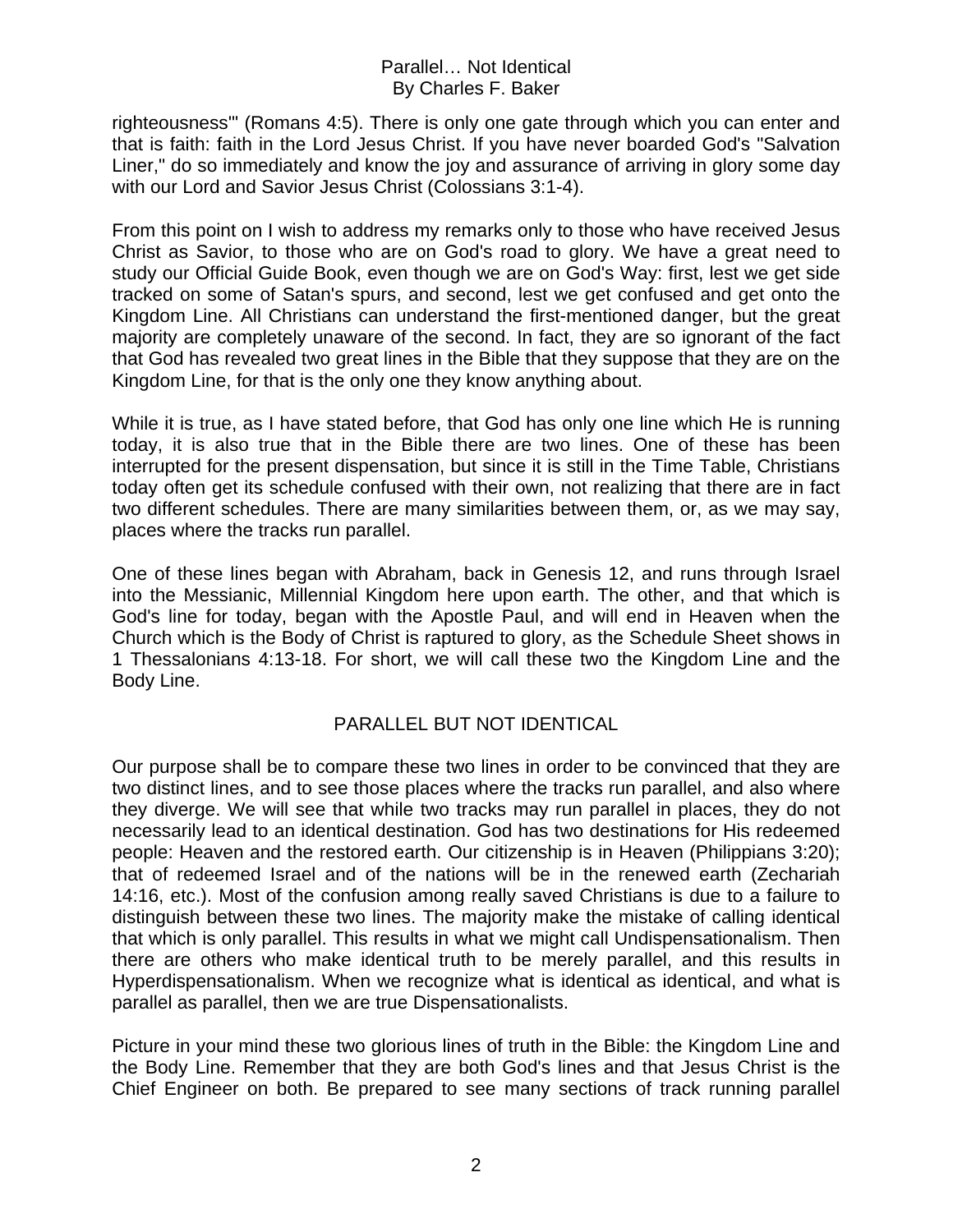righteousness'" (Romans 4:5). There is only one gate through which you can enter and that is faith: faith in the Lord Jesus Christ. If you have never boarded God's "Salvation Liner," do so immediately and know the joy and assurance of arriving in glory some day with our Lord and Savior Jesus Christ (Colossians 3:1-4).

From this point on I wish to address my remarks only to those who have received Jesus Christ as Savior, to those who are on God's road to glory. We have a great need to study our Official Guide Book, even though we are on God's Way: first, lest we get side tracked on some of Satan's spurs, and second, lest we get confused and get onto the Kingdom Line. All Christians can understand the first-mentioned danger, but the great majority are completely unaware of the second. In fact, they are so ignorant of the fact that God has revealed two great lines in the Bible that they suppose that they are on the Kingdom Line, for that is the only one they know anything about.

While it is true, as I have stated before, that God has only one line which He is running today, it is also true that in the Bible there are two lines. One of these has been interrupted for the present dispensation, but since it is still in the Time Table, Christians today often get its schedule confused with their own, not realizing that there are in fact two different schedules. There are many similarities between them, or, as we may say, places where the tracks run parallel.

One of these lines began with Abraham, back in Genesis 12, and runs through Israel into the Messianic, Millennial Kingdom here upon earth. The other, and that which is God's line for today, began with the Apostle Paul, and will end in Heaven when the Church which is the Body of Christ is raptured to glory, as the Schedule Sheet shows in 1 Thessalonians 4:13-18. For short, we will call these two the Kingdom Line and the Body Line.

## PARALLEL BUT NOT IDENTICAL

Our purpose shall be to compare these two lines in order to be convinced that they are two distinct lines, and to see those places where the tracks run parallel, and also where they diverge. We will see that while two tracks may run parallel in places, they do not necessarily lead to an identical destination. God has two destinations for His redeemed people: Heaven and the restored earth. Our citizenship is in Heaven (Philippians 3:20); that of redeemed Israel and of the nations will be in the renewed earth (Zechariah 14:16, etc.). Most of the confusion among really saved Christians is due to a failure to distinguish between these two lines. The majority make the mistake of calling identical that which is only parallel. This results in what we might call Undispensationalism. Then there are others who make identical truth to be merely parallel, and this results in Hyperdispensationalism. When we recognize what is identical as identical, and what is parallel as parallel, then we are true Dispensationalists.

Picture in your mind these two glorious lines of truth in the Bible: the Kingdom Line and the Body Line. Remember that they are both God's lines and that Jesus Christ is the Chief Engineer on both. Be prepared to see many sections of track running parallel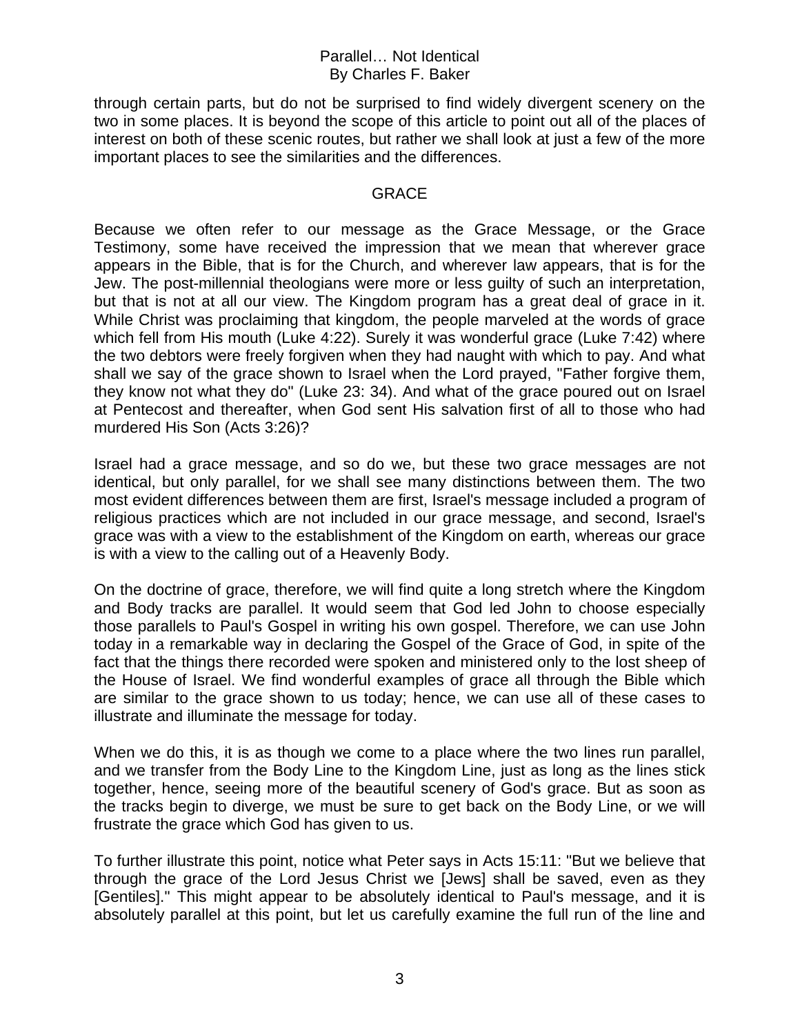through certain parts, but do not be surprised to find widely divergent scenery on the two in some places. It is beyond the scope of this article to point out all of the places of interest on both of these scenic routes, but rather we shall look at just a few of the more important places to see the similarities and the differences.

## GRACE

Because we often refer to our message as the Grace Message, or the Grace Testimony, some have received the impression that we mean that wherever grace appears in the Bible, that is for the Church, and wherever law appears, that is for the Jew. The post-millennial theologians were more or less guilty of such an interpretation, but that is not at all our view. The Kingdom program has a great deal of grace in it. While Christ was proclaiming that kingdom, the people marveled at the words of grace which fell from His mouth (Luke 4:22). Surely it was wonderful grace (Luke 7:42) where the two debtors were freely forgiven when they had naught with which to pay. And what shall we say of the grace shown to Israel when the Lord prayed, "Father forgive them, they know not what they do" (Luke 23: 34). And what of the grace poured out on Israel at Pentecost and thereafter, when God sent His salvation first of all to those who had murdered His Son (Acts 3:26)?

Israel had a grace message, and so do we, but these two grace messages are not identical, but only parallel, for we shall see many distinctions between them. The two most evident differences between them are first, Israel's message included a program of religious practices which are not included in our grace message, and second, Israel's grace was with a view to the establishment of the Kingdom on earth, whereas our grace is with a view to the calling out of a Heavenly Body.

On the doctrine of grace, therefore, we will find quite a long stretch where the Kingdom and Body tracks are parallel. It would seem that God led John to choose especially those parallels to Paul's Gospel in writing his own gospel. Therefore, we can use John today in a remarkable way in declaring the Gospel of the Grace of God, in spite of the fact that the things there recorded were spoken and ministered only to the lost sheep of the House of Israel. We find wonderful examples of grace all through the Bible which are similar to the grace shown to us today; hence, we can use all of these cases to illustrate and illuminate the message for today.

When we do this, it is as though we come to a place where the two lines run parallel, and we transfer from the Body Line to the Kingdom Line, just as long as the lines stick together, hence, seeing more of the beautiful scenery of God's grace. But as soon as the tracks begin to diverge, we must be sure to get back on the Body Line, or we will frustrate the grace which God has given to us.

To further illustrate this point, notice what Peter says in Acts 15:11: "But we believe that through the grace of the Lord Jesus Christ we [Jews] shall be saved, even as they [Gentiles]." This might appear to be absolutely identical to Paul's message, and it is absolutely parallel at this point, but let us carefully examine the full run of the line and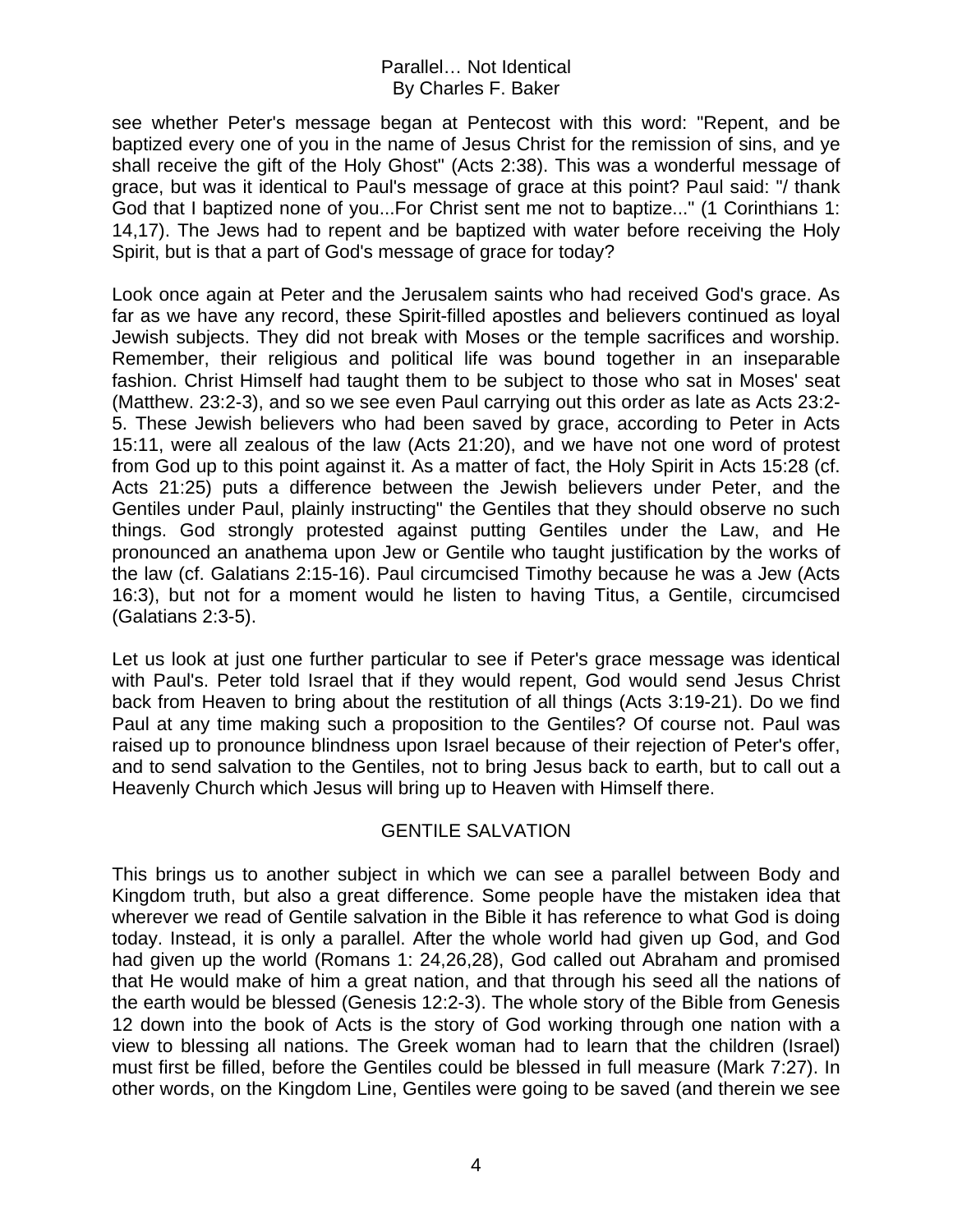see whether Peter's message began at Pentecost with this word: "Repent, and be baptized every one of you in the name of Jesus Christ for the remission of sins, and ye shall receive the gift of the Holy Ghost" (Acts 2:38). This was a wonderful message of grace, but was it identical to Paul's message of grace at this point? Paul said: "/ thank God that I baptized none of you...For Christ sent me not to baptize..." (1 Corinthians 1: 14,17). The Jews had to repent and be baptized with water before receiving the Holy Spirit, but is that a part of God's message of grace for today?

Look once again at Peter and the Jerusalem saints who had received God's grace. As far as we have any record, these Spirit-filled apostles and believers continued as loyal Jewish subjects. They did not break with Moses or the temple sacrifices and worship. Remember, their religious and political life was bound together in an inseparable fashion. Christ Himself had taught them to be subject to those who sat in Moses' seat (Matthew. 23:2-3), and so we see even Paul carrying out this order as late as Acts 23:2-5. These Jewish believers who had been saved by grace, according to Peter in Acts 15:11, were all zealous of the law (Acts 21:20), and we have not one word of protest from God up to this point against it. As a matter of fact, the Holy Spirit in Acts 15:28 (cf. Acts 21:25) puts a difference between the Jewish believers under Peter, and the Gentiles under Paul, plainly instructing" the Gentiles that they should observe no such things. God strongly protested against putting Gentiles under the Law, and He pronounced an anathema upon Jew or Gentile who taught justification by the works of the law (cf. Galatians 2:15-16). Paul circumcised Timothy because he was a Jew (Acts 16:3), but not for a moment would he listen to having Titus, a Gentile, circumcised (Galatians 2:3-5).

Let us look at just one further particular to see if Peter's grace message was identical with Paul's. Peter told Israel that if they would repent, God would send Jesus Christ back from Heaven to bring about the restitution of all things (Acts 3:19-21). Do we find Paul at any time making such a proposition to the Gentiles? Of course not. Paul was raised up to pronounce blindness upon Israel because of their rejection of Peter's offer, and to send salvation to the Gentiles, not to bring Jesus back to earth, but to call out a Heavenly Church which Jesus will bring up to Heaven with Himself there.

## GENTILE SALVATION

This brings us to another subject in which we can see a parallel between Body and Kingdom truth, but also a great difference. Some people have the mistaken idea that wherever we read of Gentile salvation in the Bible it has reference to what God is doing today. Instead, it is only a parallel. After the whole world had given up God, and God had given up the world (Romans 1: 24,26,28), God called out Abraham and promised that He would make of him a great nation, and that through his seed all the nations of the earth would be blessed (Genesis 12:2-3). The whole story of the Bible from Genesis 12 down into the book of Acts is the story of God working through one nation with a view to blessing all nations. The Greek woman had to learn that the children (Israel) must first be filled, before the Gentiles could be blessed in full measure (Mark 7:27). In other words, on the Kingdom Line, Gentiles were going to be saved (and therein we see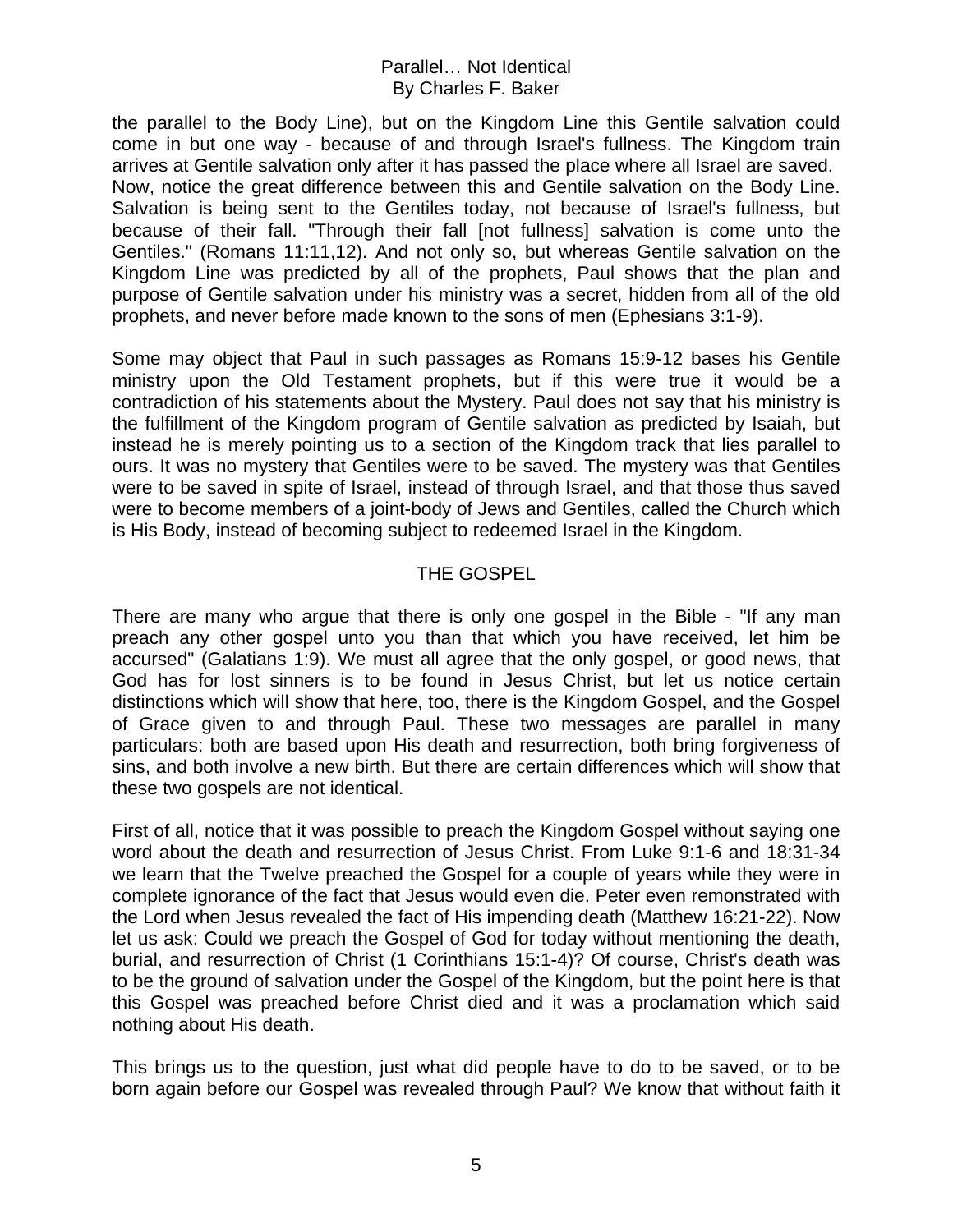the parallel to the Body Line), but on the Kingdom Line this Gentile salvation could come in but one way - because of and through Israel's fullness. The Kingdom train arrives at Gentile salvation only after it has passed the place where all Israel are saved. Now, notice the great difference between this and Gentile salvation on the Body Line. Salvation is being sent to the Gentiles today, not because of Israel's fullness, but because of their fall. "Through their fall [not fullness] salvation is come unto the Gentiles." (Romans 11:11,12). And not only so, but whereas Gentile salvation on the Kingdom Line was predicted by all of the prophets, Paul shows that the plan and purpose of Gentile salvation under his ministry was a secret, hidden from all of the old prophets, and never before made known to the sons of men (Ephesians 3:1-9).

Some may object that Paul in such passages as Romans 15:9-12 bases his Gentile ministry upon the Old Testament prophets, but if this were true it would be a contradiction of his statements about the Mystery. Paul does not say that his ministry is the fulfillment of the Kingdom program of Gentile salvation as predicted by Isaiah, but instead he is merely pointing us to a section of the Kingdom track that lies parallel to ours. It was no mystery that Gentiles were to be saved. The mystery was that Gentiles were to be saved in spite of Israel, instead of through Israel, and that those thus saved were to become members of a joint-body of Jews and Gentiles, called the Church which is His Body, instead of becoming subject to redeemed Israel in the Kingdom.

## THE GOSPEL

There are many who argue that there is only one gospel in the Bible - "If any man preach any other gospel unto you than that which you have received, let him be accursed" (Galatians 1:9). We must all agree that the only gospel, or good news, that God has for lost sinners is to be found in Jesus Christ, but let us notice certain distinctions which will show that here, too, there is the Kingdom Gospel, and the Gospel of Grace given to and through Paul. These two messages are parallel in many particulars: both are based upon His death and resurrection, both bring forgiveness of sins, and both involve a new birth. But there are certain differences which will show that these two gospels are not identical.

First of all, notice that it was possible to preach the Kingdom Gospel without saying one word about the death and resurrection of Jesus Christ. From Luke 9:1-6 and 18:31-34 we learn that the Twelve preached the Gospel for a couple of years while they were in complete ignorance of the fact that Jesus would even die. Peter even remonstrated with the Lord when Jesus revealed the fact of His impending death (Matthew 16:21-22). Now let us ask: Could we preach the Gospel of God for today without mentioning the death, burial, and resurrection of Christ (1 Corinthians 15:1-4)? Of course, Christ's death was to be the ground of salvation under the Gospel of the Kingdom, but the point here is that this Gospel was preached before Christ died and it was a proclamation which said nothing about His death.

This brings us to the question, just what did people have to do to be saved, or to be born again before our Gospel was revealed through Paul? We know that without faith it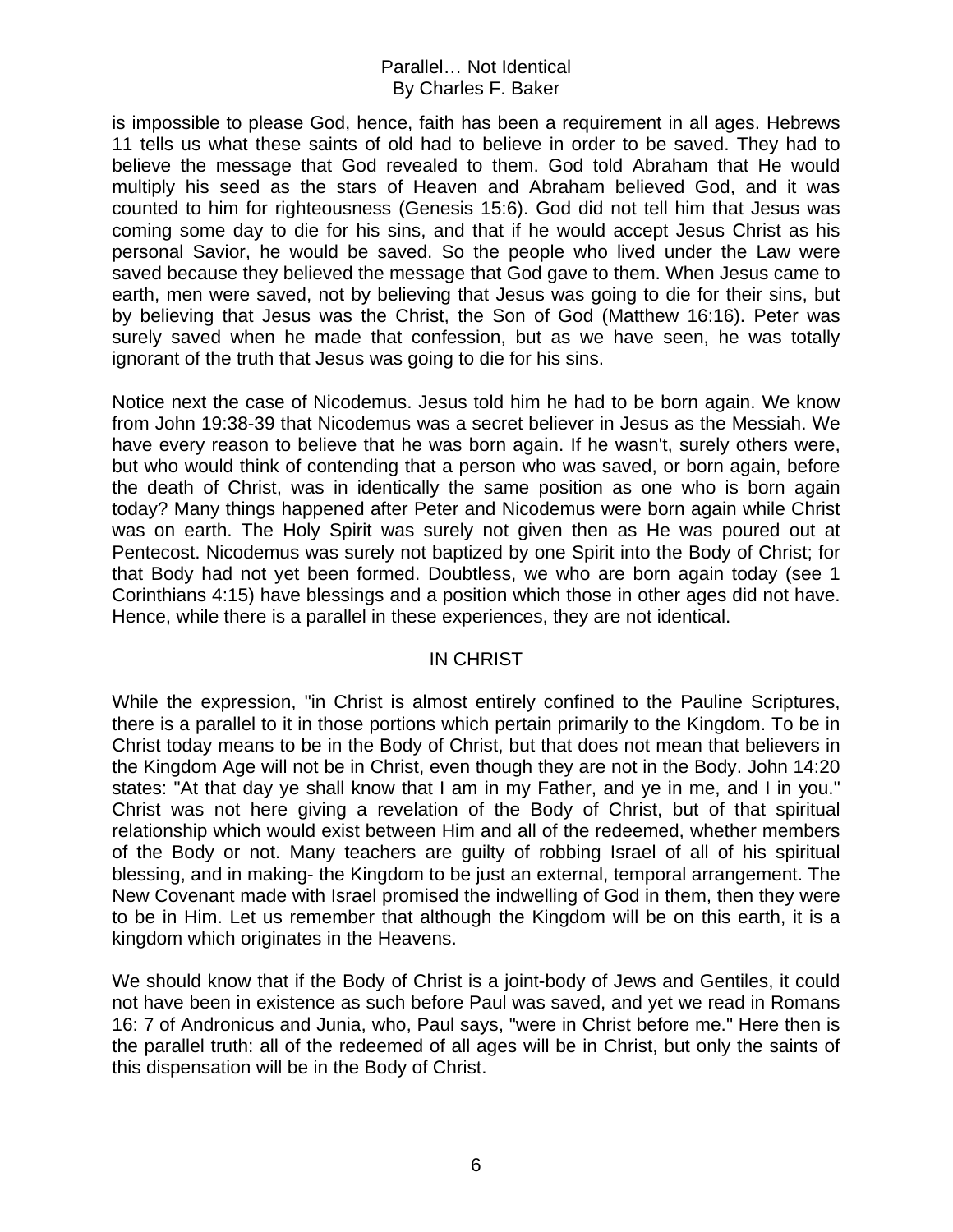is impossible to please God, hence, faith has been a requirement in all ages. Hebrews 11 tells us what these saints of old had to believe in order to be saved. They had to believe the message that God revealed to them. God told Abraham that He would multiply his seed as the stars of Heaven and Abraham believed God, and it was counted to him for righteousness (Genesis 15:6). God did not tell him that Jesus was coming some day to die for his sins, and that if he would accept Jesus Christ as his personal Savior, he would be saved. So the people who lived under the Law were saved because they believed the message that God gave to them. When Jesus came to earth, men were saved, not by believing that Jesus was going to die for their sins, but by believing that Jesus was the Christ, the Son of God (Matthew 16:16). Peter was surely saved when he made that confession, but as we have seen, he was totally ignorant of the truth that Jesus was going to die for his sins.

Notice next the case of Nicodemus. Jesus told him he had to be born again. We know from John 19:38-39 that Nicodemus was a secret believer in Jesus as the Messiah. We have every reason to believe that he was born again. If he wasn't, surely others were, but who would think of contending that a person who was saved, or born again, before the death of Christ, was in identically the same position as one who is born again today? Many things happened after Peter and Nicodemus were born again while Christ was on earth. The Holy Spirit was surely not given then as He was poured out at Pentecost. Nicodemus was surely not baptized by one Spirit into the Body of Christ; for that Body had not yet been formed. Doubtless, we who are born again today (see 1 Corinthians 4:15) have blessings and a position which those in other ages did not have. Hence, while there is a parallel in these experiences, they are not identical.

## IN CHRIST

While the expression, "in Christ is almost entirely confined to the Pauline Scriptures, there is a parallel to it in those portions which pertain primarily to the Kingdom. To be in Christ today means to be in the Body of Christ, but that does not mean that believers in the Kingdom Age will not be in Christ, even though they are not in the Body. John 14:20 states: "At that day ye shall know that I am in my Father, and ye in me, and I in you." Christ was not here giving a revelation of the Body of Christ, but of that spiritual relationship which would exist between Him and all of the redeemed, whether members of the Body or not. Many teachers are guilty of robbing Israel of all of his spiritual blessing, and in making- the Kingdom to be just an external, temporal arrangement. The New Covenant made with Israel promised the indwelling of God in them, then they were to be in Him. Let us remember that although the Kingdom will be on this earth, it is a kingdom which originates in the Heavens.

We should know that if the Body of Christ is a joint-body of Jews and Gentiles, it could not have been in existence as such before Paul was saved, and yet we read in Romans 16: 7 of Andronicus and Junia, who, Paul says, "were in Christ before me." Here then is the parallel truth: all of the redeemed of all ages will be in Christ, but only the saints of this dispensation will be in the Body of Christ.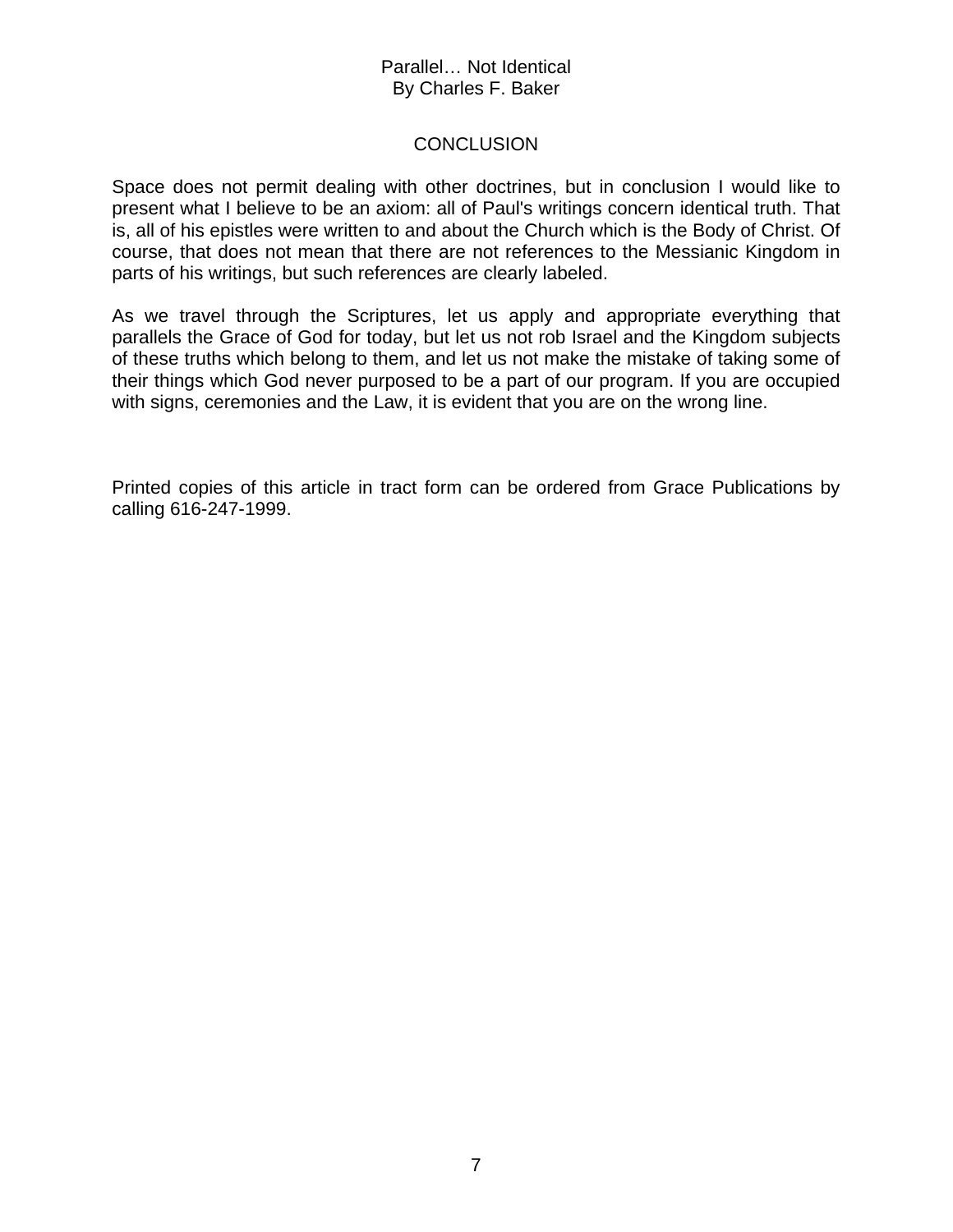## CONCLUSION

Space does not permit dealing with other doctrines, but in conclusion I would like to present what I believe to be an axiom: all of Paul's writings concern identical truth. That is, all of his epistles were written to and about the Church which is the Body of Christ. Of course, that does not mean that there are not references to the Messianic Kingdom in parts of his writings, but such references are clearly labeled.

As we travel through the Scriptures, let us apply and appropriate everything that parallels the Grace of God for today, but let us not rob Israel and the Kingdom subjects of these truths which belong to them, and let us not make the mistake of taking some of their things which God never purposed to be a part of our program. If you are occupied with signs, ceremonies and the Law, it is evident that you are on the wrong line.

Printed copies of this article in tract form can be ordered from Grace Publications by calling 616-247-1999.